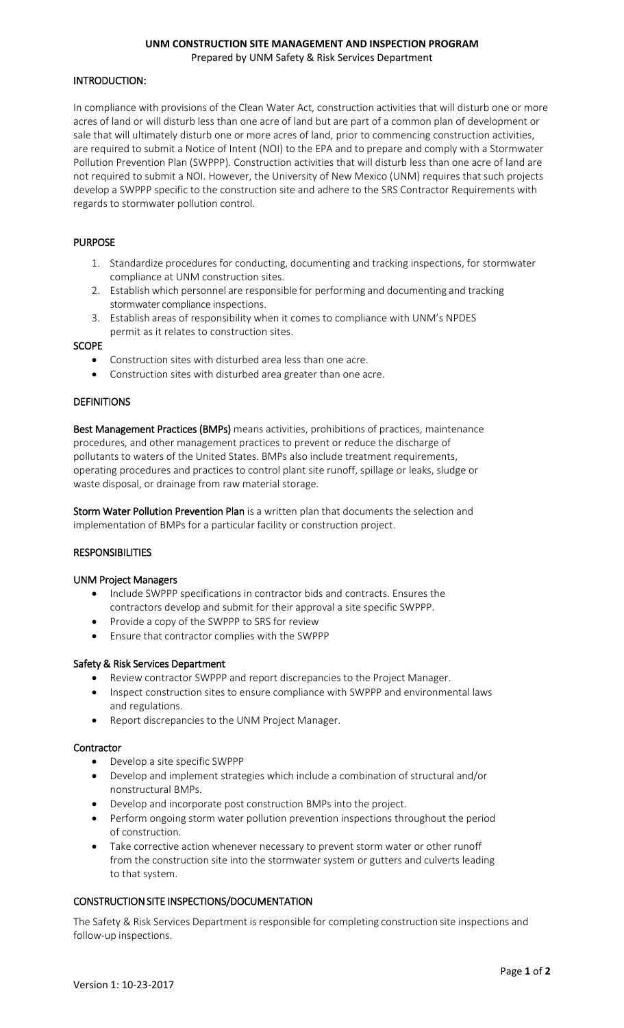# UNM CONSTRUCTION SITE MANAGEMENT AND INSPECTION PROGRAM

Prepared by UNM Safety & Risk Services Department

## INTRODUCTION:

In compliance with provisions of the Clean Water Act, construction activities that will disturb one or more acres of land or will disturb less than one acre of land but are part of a common plan of development or sale that will ultimately disturb one or more acres of land, prior to commencing construction activities, are required to submit a Notice of Intent (NOI) to the EPA and to prepare and comply with a Stormwater Pollution Prevention Plan (SWPPP). Construction activities that will disturb less than one acre of land are not required to submit a NOI. However, the University of New Mexico (UNM) requires that such projects develop a SWPPP specific to the construction site and adhere to the SRS Contractor Requirements with regards to stormwater pollution control.

## PURPOSE

1. Standardize procedures for conducting, documenting and tracking inspections, for stormwater compliance at UNM construction sites.
2. Establish which personnel are responsible for performing and documenting and tracking stormwater compliance inspections.
3. Establish areas of responsibility when it comes to compliance with UNM's NPDES permit as it relates to construction sites.

## SCOPE

- Construction sites with disturbed area less than one acre.
- Construction sites with disturbed area greater than one acre.

## DEFINITIONS

**Best Management Practices (BMPs)** means activities, prohibitions of practices, maintenance procedures, and other management practices to prevent or reduce the discharge of pollutants to waters of the United States. BMPs also include treatment requirements, operating procedures and practices to control plant site runoff, spillage or leaks, sludge or waste disposal, or drainage from raw material storage.

**Storm Water Pollution Prevention Plan** is a written plan that documents the selection and implementation of BMPs for a particular facility or construction project.

## RESPONSIBILITIES

### UNM Project Managers

- Include SWPPP specifications in contractor bids and contracts. Ensures the contractors develop and submit for their approval a site specific SWPPP.
- Provide a copy of the SWPPP to SRS for review
- Ensure that contractor complies with the SWPPP

### Safety & Risk Services Department

- Review contractor SWPPP and report discrepancies to the Project Manager.
- Inspect construction sites to ensure compliance with SWPPP and environmental laws and regulations.
- Report discrepancies to the UNM Project Manager.

### Contractor

- Develop a site specific SWPPP
- Develop and implement strategies which include a combination of structural and/or nonstructural BMPs.
- Develop and incorporate post construction BMPs into the project.
- Perform ongoing storm water pollution prevention inspections throughout the period of construction.
- Take corrective action whenever necessary to prevent storm water or other runoff from the construction site into the stormwater system or gutters and culverts leading to that system.

## CONSTRUCTION SITE INSPECTIONS/DOCUMENTATION

The Safety & Risk Services Department is responsible for completing construction site inspections and follow-up inspections.

Version 1: 10-23-2017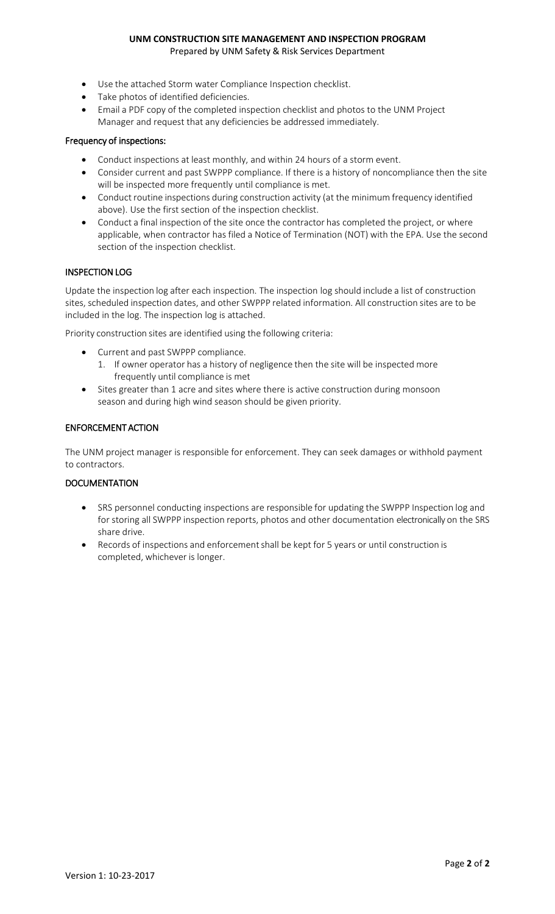- Use the attached Storm water Compliance Inspection checklist.
- Take photos of identified deficiencies.
- Email a PDF copy of the completed inspection checklist and photos to the UNM Project Manager and request that any deficiencies be addressed immediately.

### Frequency of inspections:

- Conduct inspections at least monthly, and within 24 hours of a storm event.
- Consider current and past SWPPP compliance. If there is a history of noncompliance then the site will be inspected more frequently until compliance is met.
- Conduct routine inspections during construction activity (at the minimum frequency identified above). Use the first section of the inspection checklist.
- Conduct a final inspection of the site once the contractor has completed the project, or where applicable, when contractor has filed a Notice of Termination (NOT) with the EPA. Use the second section of the inspection checklist.

### INSPECTION LOG

Update the inspection log after each inspection. The inspection log should include a list of construction sites, scheduled inspection dates, and other SWPPP related information. All construction sites are to be included in the log. The inspection log is attached.

Priority construction sites are identified using the following criteria:

- Current and past SWPPP compliance.
    1. If owner operator has a history of negligence then the site will be inspected more frequently until compliance is met
- Sites greater than 1 acre and sites where there is active construction during monsoon season and during high wind season should be given priority.

### ENFORCEMENT ACTION

The UNM project manager is responsible for enforcement. They can seek damages or withhold payment to contractors.

### DOCUMENTATION

- SRS personnel conducting inspections are responsible for updating the SWPPP Inspection log and for storing all SWPPP inspection reports, photos and other documentation electronically on the SRS share drive.
- Records of inspections and enforcement shall be kept for 5 years or until construction is completed, whichever is longer.